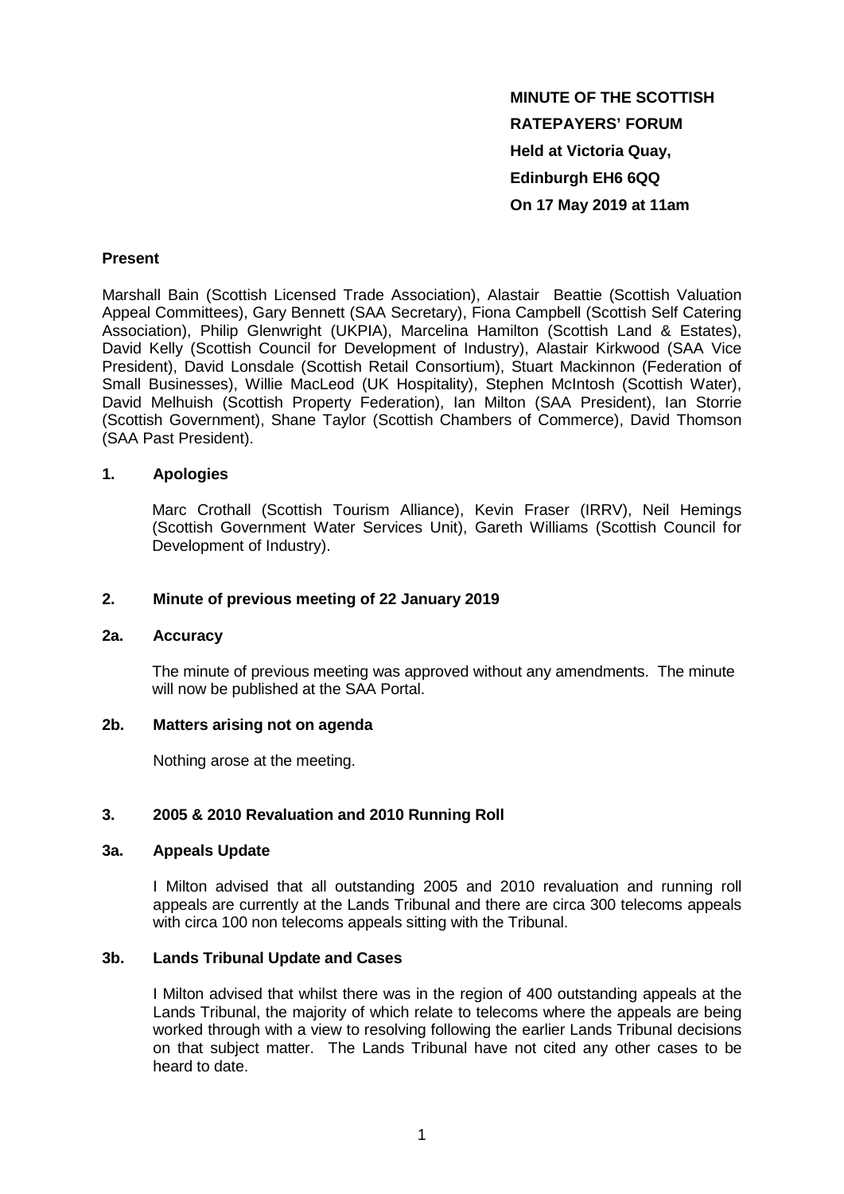**MINUTE OF THE SCOTTISH RATEPAYERS' FORUM**
**Held at Victoria Quay,**
**Edinburgh EH6 6QQ**
**On 17 May 2019 at 11am**

**Present**

Marshall Bain (Scottish Licensed Trade Association), Alastair Beattie (Scottish Valuation Appeal Committees), Gary Bennett (SAA Secretary), Fiona Campbell (Scottish Self Catering Association), Philip Glenwright (UKPIA), Marcelina Hamilton (Scottish Land & Estates), David Kelly (Scottish Council for Development of Industry), Alastair Kirkwood (SAA Vice President), David Lonsdale (Scottish Retail Consortium), Stuart Mackinnon (Federation of Small Businesses), Willie MacLeod (UK Hospitality), Stephen McIntosh (Scottish Water), David Melhuish (Scottish Property Federation), Ian Milton (SAA President), Ian Storrie (Scottish Government), Shane Taylor (Scottish Chambers of Commerce), David Thomson (SAA Past President).

**1. Apologies**

Marc Crothall (Scottish Tourism Alliance), Kevin Fraser (IRRV), Neil Hemings (Scottish Government Water Services Unit), Gareth Williams (Scottish Council for Development of Industry).

**2. Minute of previous meeting of 22 January 2019**

**2a. Accuracy**

The minute of previous meeting was approved without any amendments. The minute will now be published at the SAA Portal.

**2b. Matters arising not on agenda**

Nothing arose at the meeting.

**3. 2005 & 2010 Revaluation and 2010 Running Roll**

**3a. Appeals Update**

I Milton advised that all outstanding 2005 and 2010 revaluation and running roll appeals are currently at the Lands Tribunal and there are circa 300 telecoms appeals with circa 100 non telecoms appeals sitting with the Tribunal.

**3b. Lands Tribunal Update and Cases**

I Milton advised that whilst there was in the region of 400 outstanding appeals at the Lands Tribunal, the majority of which relate to telecoms where the appeals are being worked through with a view to resolving following the earlier Lands Tribunal decisions on that subject matter. The Lands Tribunal have not cited any other cases to be heard to date.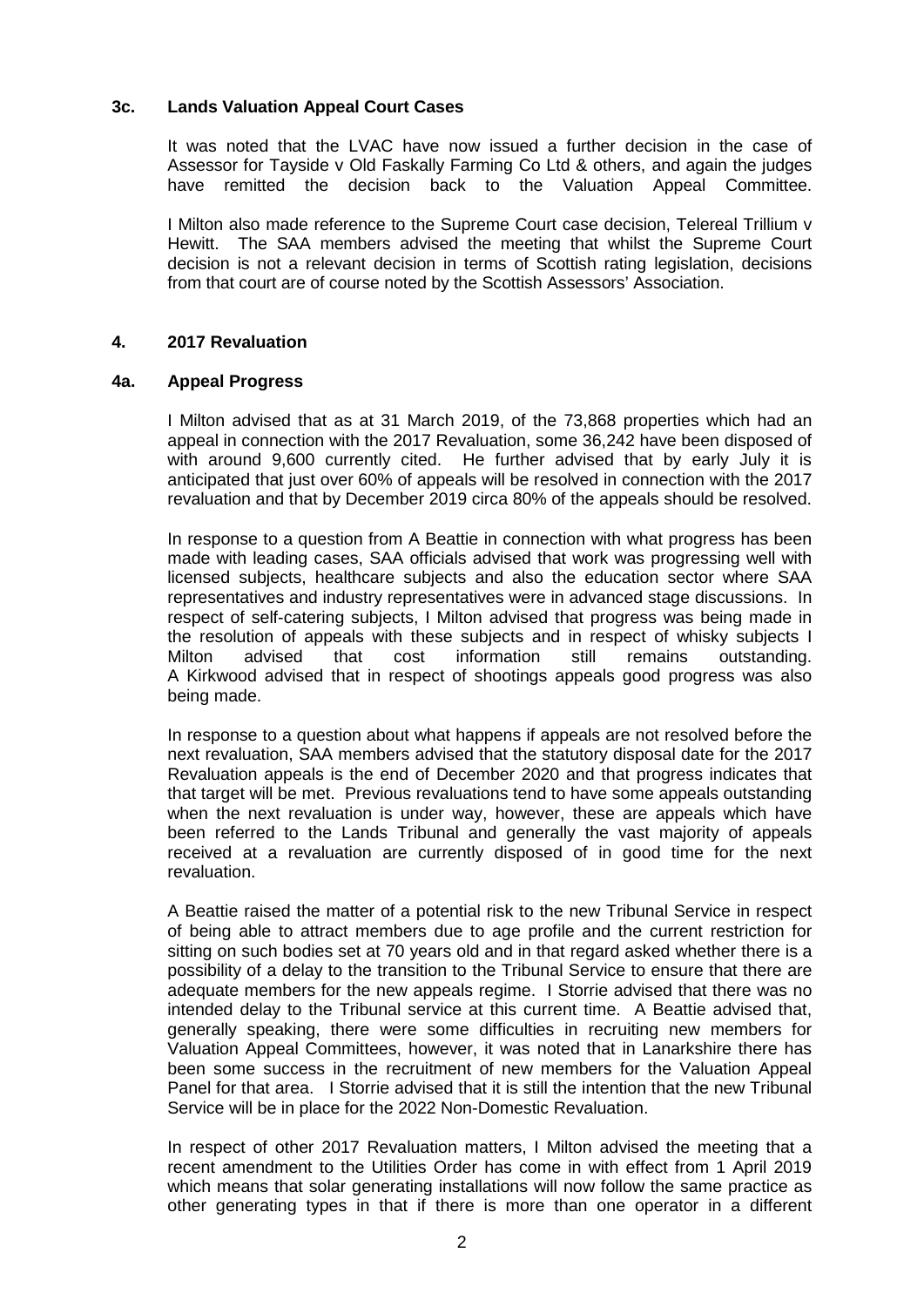### 3c. Lands Valuation Appeal Court Cases

It was noted that the LVAC have now issued a further decision in the case of Assessor for Tayside v Old Faskally Farming Co Ltd & others, and again the judges have remitted the decision back to the Valuation Appeal Committee.

I Milton also made reference to the Supreme Court case decision, Telereal Trillium v Hewitt. The SAA members advised the meeting that whilst the Supreme Court decision is not a relevant decision in terms of Scottish rating legislation, decisions from that court are of course noted by the Scottish Assessors' Association.

## 4. 2017 Revaluation

### 4a. Appeal Progress

I Milton advised that as at 31 March 2019, of the 73,868 properties which had an appeal in connection with the 2017 Revaluation, some 36,242 have been disposed of with around 9,600 currently cited. He further advised that by early July it is anticipated that just over 60% of appeals will be resolved in connection with the 2017 revaluation and that by December 2019 circa 80% of the appeals should be resolved.

In response to a question from A Beattie in connection with what progress has been made with leading cases, SAA officials advised that work was progressing well with licensed subjects, healthcare subjects and also the education sector where SAA representatives and industry representatives were in advanced stage discussions. In respect of self-catering subjects, I Milton advised that progress was being made in the resolution of appeals with these subjects and in respect of whisky subjects I Milton advised that cost information still remains outstanding. A Kirkwood advised that in respect of shootings appeals good progress was also being made.

In response to a question about what happens if appeals are not resolved before the next revaluation, SAA members advised that the statutory disposal date for the 2017 Revaluation appeals is the end of December 2020 and that progress indicates that that target will be met. Previous revaluations tend to have some appeals outstanding when the next revaluation is under way, however, these are appeals which have been referred to the Lands Tribunal and generally the vast majority of appeals received at a revaluation are currently disposed of in good time for the next revaluation.

A Beattie raised the matter of a potential risk to the new Tribunal Service in respect of being able to attract members due to age profile and the current restriction for sitting on such bodies set at 70 years old and in that regard asked whether there is a possibility of a delay to the transition to the Tribunal Service to ensure that there are adequate members for the new appeals regime. I Storrie advised that there was no intended delay to the Tribunal service at this current time. A Beattie advised that, generally speaking, there were some difficulties in recruiting new members for Valuation Appeal Committees, however, it was noted that in Lanarkshire there has been some success in the recruitment of new members for the Valuation Appeal Panel for that area. I Storrie advised that it is still the intention that the new Tribunal Service will be in place for the 2022 Non-Domestic Revaluation.

In respect of other 2017 Revaluation matters, I Milton advised the meeting that a recent amendment to the Utilities Order has come in with effect from 1 April 2019 which means that solar generating installations will now follow the same practice as other generating types in that if there is more than one operator in a different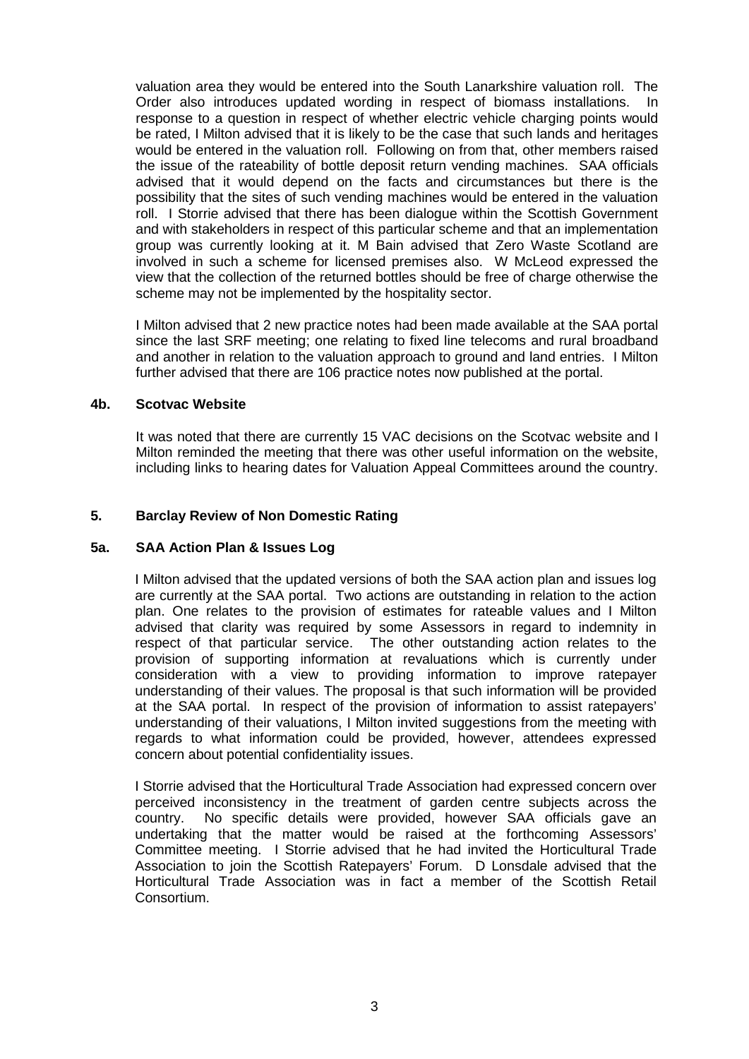valuation area they would be entered into the South Lanarkshire valuation roll. The Order also introduces updated wording in respect of biomass installations. In response to a question in respect of whether electric vehicle charging points would be rated, I Milton advised that it is likely to be the case that such lands and heritages would be entered in the valuation roll. Following on from that, other members raised the issue of the rateability of bottle deposit return vending machines. SAA officials advised that it would depend on the facts and circumstances but there is the possibility that the sites of such vending machines would be entered in the valuation roll. I Storrie advised that there has been dialogue within the Scottish Government and with stakeholders in respect of this particular scheme and that an implementation group was currently looking at it. M Bain advised that Zero Waste Scotland are involved in such a scheme for licensed premises also. W McLeod expressed the view that the collection of the returned bottles should be free of charge otherwise the scheme may not be implemented by the hospitality sector.

I Milton advised that 2 new practice notes had been made available at the SAA portal since the last SRF meeting; one relating to fixed line telecoms and rural broadband and another in relation to the valuation approach to ground and land entries. I Milton further advised that there are 106 practice notes now published at the portal.

### 4b. Scotvac Website

It was noted that there are currently 15 VAC decisions on the Scotvac website and I Milton reminded the meeting that there was other useful information on the website, including links to hearing dates for Valuation Appeal Committees around the country.

## 5. Barclay Review of Non Domestic Rating

### 5a. SAA Action Plan & Issues Log

I Milton advised that the updated versions of both the SAA action plan and issues log are currently at the SAA portal. Two actions are outstanding in relation to the action plan. One relates to the provision of estimates for rateable values and I Milton advised that clarity was required by some Assessors in regard to indemnity in respect of that particular service. The other outstanding action relates to the provision of supporting information at revaluations which is currently under consideration with a view to providing information to improve ratepayer understanding of their values. The proposal is that such information will be provided at the SAA portal. In respect of the provision of information to assist ratepayers' understanding of their valuations, I Milton invited suggestions from the meeting with regards to what information could be provided, however, attendees expressed concern about potential confidentiality issues.

I Storrie advised that the Horticultural Trade Association had expressed concern over perceived inconsistency in the treatment of garden centre subjects across the country. No specific details were provided, however SAA officials gave an undertaking that the matter would be raised at the forthcoming Assessors' Committee meeting. I Storrie advised that he had invited the Horticultural Trade Association to join the Scottish Ratepayers' Forum. D Lonsdale advised that the Horticultural Trade Association was in fact a member of the Scottish Retail Consortium.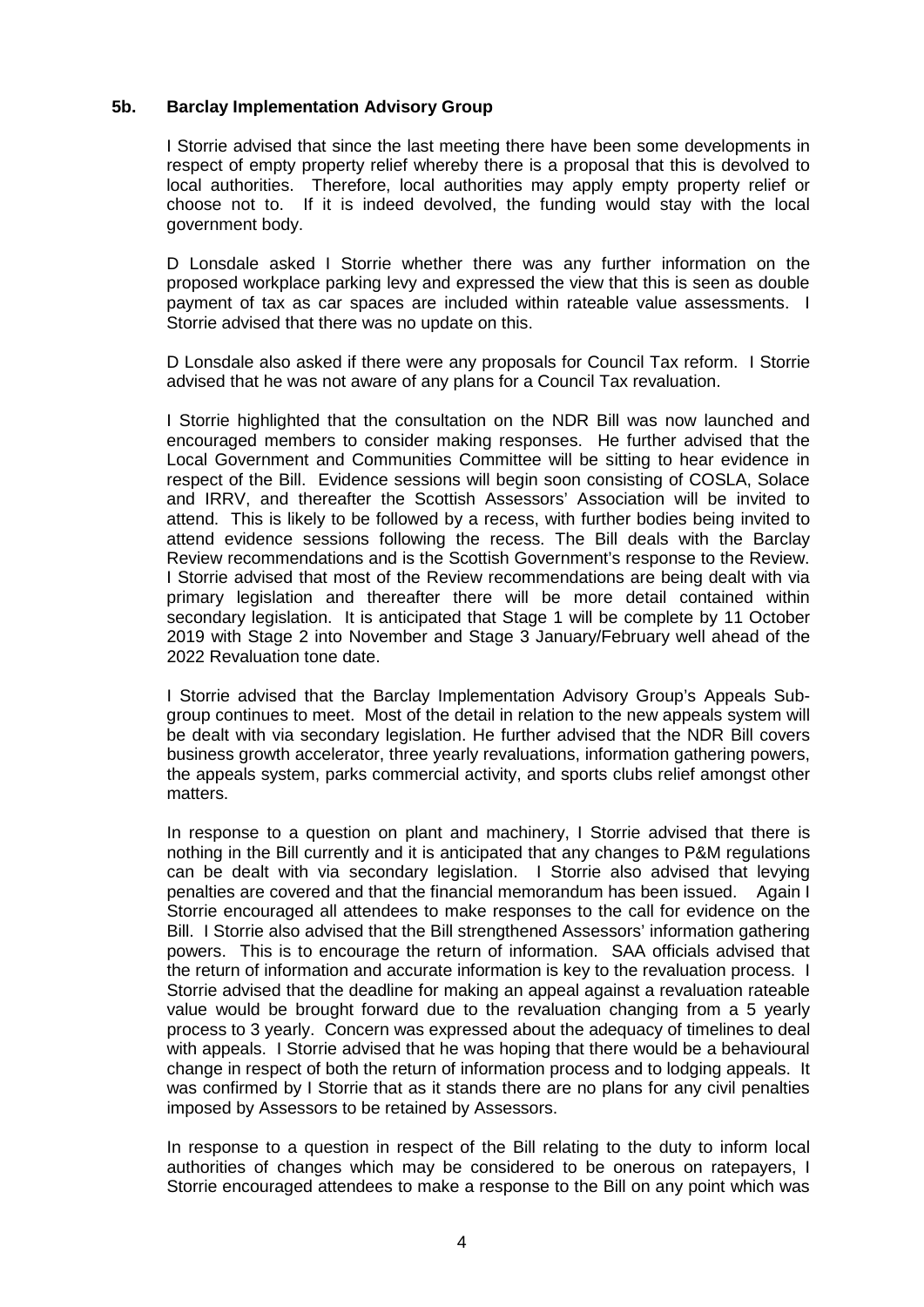### 5b. Barclay Implementation Advisory Group

I Storrie advised that since the last meeting there have been some developments in respect of empty property relief whereby there is a proposal that this is devolved to local authorities. Therefore, local authorities may apply empty property relief or choose not to. If it is indeed devolved, the funding would stay with the local government body.

D Lonsdale asked I Storrie whether there was any further information on the proposed workplace parking levy and expressed the view that this is seen as double payment of tax as car spaces are included within rateable value assessments. I Storrie advised that there was no update on this.

D Lonsdale also asked if there were any proposals for Council Tax reform. I Storrie advised that he was not aware of any plans for a Council Tax revaluation.

I Storrie highlighted that the consultation on the NDR Bill was now launched and encouraged members to consider making responses. He further advised that the Local Government and Communities Committee will be sitting to hear evidence in respect of the Bill. Evidence sessions will begin soon consisting of COSLA, Solace and IRRV, and thereafter the Scottish Assessors' Association will be invited to attend. This is likely to be followed by a recess, with further bodies being invited to attend evidence sessions following the recess. The Bill deals with the Barclay Review recommendations and is the Scottish Government's response to the Review. I Storrie advised that most of the Review recommendations are being dealt with via primary legislation and thereafter there will be more detail contained within secondary legislation. It is anticipated that Stage 1 will be complete by 11 October 2019 with Stage 2 into November and Stage 3 January/February well ahead of the 2022 Revaluation tone date.

I Storrie advised that the Barclay Implementation Advisory Group's Appeals Sub-group continues to meet. Most of the detail in relation to the new appeals system will be dealt with via secondary legislation. He further advised that the NDR Bill covers business growth accelerator, three yearly revaluations, information gathering powers, the appeals system, parks commercial activity, and sports clubs relief amongst other matters.

In response to a question on plant and machinery, I Storrie advised that there is nothing in the Bill currently and it is anticipated that any changes to P&M regulations can be dealt with via secondary legislation. I Storrie also advised that levying penalties are covered and that the financial memorandum has been issued. Again I Storrie encouraged all attendees to make responses to the call for evidence on the Bill. I Storrie also advised that the Bill strengthened Assessors' information gathering powers. This is to encourage the return of information. SAA officials advised that the return of information and accurate information is key to the revaluation process. I Storrie advised that the deadline for making an appeal against a revaluation rateable value would be brought forward due to the revaluation changing from a 5 yearly process to 3 yearly. Concern was expressed about the adequacy of timelines to deal with appeals. I Storrie advised that he was hoping that there would be a behavioural change in respect of both the return of information process and to lodging appeals. It was confirmed by I Storrie that as it stands there are no plans for any civil penalties imposed by Assessors to be retained by Assessors.

In response to a question in respect of the Bill relating to the duty to inform local authorities of changes which may be considered to be onerous on ratepayers, I Storrie encouraged attendees to make a response to the Bill on any point which was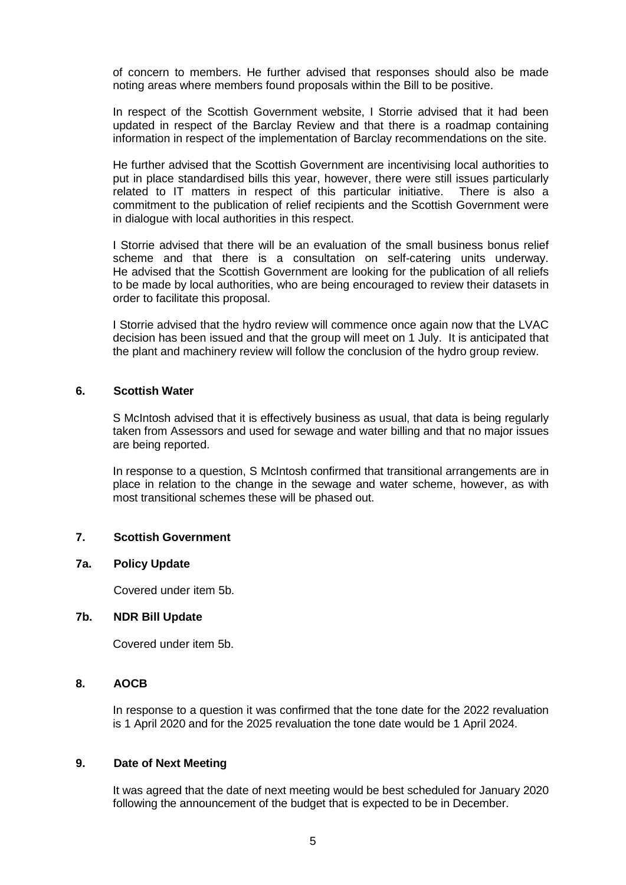of concern to members. He further advised that responses should also be made noting areas where members found proposals within the Bill to be positive.

In respect of the Scottish Government website, I Storrie advised that it had been updated in respect of the Barclay Review and that there is a roadmap containing information in respect of the implementation of Barclay recommendations on the site.

He further advised that the Scottish Government are incentivising local authorities to put in place standardised bills this year, however, there were still issues particularly related to IT matters in respect of this particular initiative. There is also a commitment to the publication of relief recipients and the Scottish Government were in dialogue with local authorities in this respect.

I Storrie advised that there will be an evaluation of the small business bonus relief scheme and that there is a consultation on self-catering units underway. He advised that the Scottish Government are looking for the publication of all reliefs to be made by local authorities, who are being encouraged to review their datasets in order to facilitate this proposal.

I Storrie advised that the hydro review will commence once again now that the LVAC decision has been issued and that the group will meet on 1 July. It is anticipated that the plant and machinery review will follow the conclusion of the hydro group review.

## 6. Scottish Water

S McIntosh advised that it is effectively business as usual, that data is being regularly taken from Assessors and used for sewage and water billing and that no major issues are being reported.

In response to a question, S McIntosh confirmed that transitional arrangements are in place in relation to the change in the sewage and water scheme, however, as with most transitional schemes these will be phased out.

## 7. Scottish Government

### 7a. Policy Update

Covered under item 5b.

### 7b. NDR Bill Update

Covered under item 5b.

## 8. AOCB

In response to a question it was confirmed that the tone date for the 2022 revaluation is 1 April 2020 and for the 2025 revaluation the tone date would be 1 April 2024.

## 9. Date of Next Meeting

It was agreed that the date of next meeting would be best scheduled for January 2020 following the announcement of the budget that is expected to be in December.